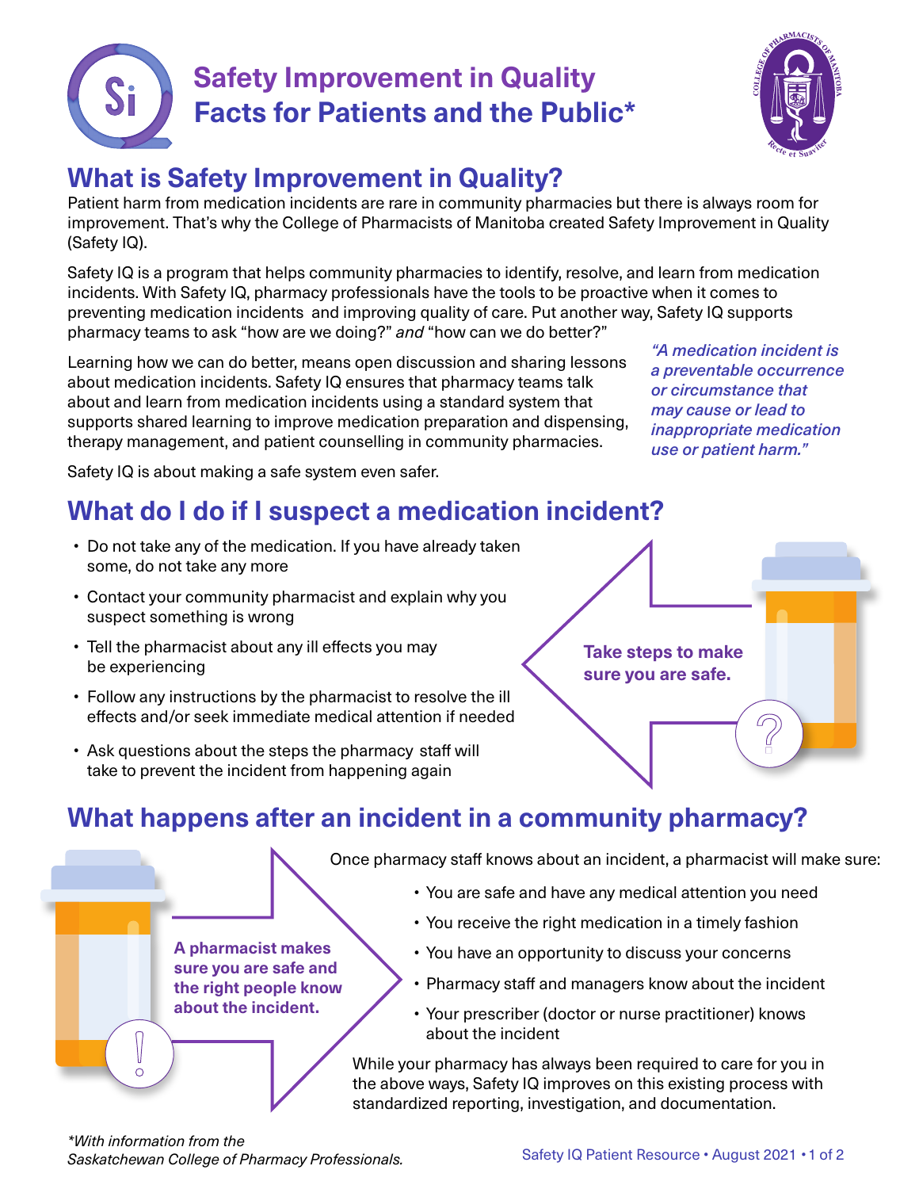# Safety Improvement in Quality Facts for Patients and the Public*

## What is Safety Improvement in Quality?

Patient harm from medication incidents are rare in community pharmacies but there is always room for improvement. That's why the College of Pharmacists of Manitoba created Safety Improvement in Quality (Safety IQ).

Safety IQ is a program that helps community pharmacies to identify, resolve, and learn from medication incidents. With Safety IQ, pharmacy professionals have the tools to be proactive when it comes to preventing medication incidents and improving quality of care. Put another way, Safety IQ supports pharmacy teams to ask "how are we doing?" *and* "how can we do better?"

Learning how we can do better, means open discussion and sharing lessons about medication incidents. Safety IQ ensures that pharmacy teams talk about and learn from medication incidents using a standard system that supports shared learning to improve medication preparation and dispensing, therapy management, and patient counselling in community pharmacies.

*"A medication incident is a preventable occurrence or circumstance that may cause or lead to inappropriate medication use or patient harm."*

Safety IQ is about making a safe system even safer.

## What do I do if I suspect a medication incident?

- Do not take any of the medication. If you have already taken some, do not take any more
- Contact your community pharmacist and explain why you suspect something is wrong
- Tell the pharmacist about any ill effects you may be experiencing
- Follow any instructions by the pharmacist to resolve the ill effects and/or seek immediate medical attention if needed
- Ask questions about the steps the pharmacy staff will take to prevent the incident from happening again

**Take steps to make sure you are safe.**

## What happens after an incident in a community pharmacy?

**A pharmacist makes sure you are safe and the right people know about the incident.**

Once pharmacy staff knows about an incident, a pharmacist will make sure:

- You are safe and have any medical attention you need
- You receive the right medication in a timely fashion
- You have an opportunity to discuss your concerns
- Pharmacy staff and managers know about the incident
- Your prescriber (doctor or nurse practitioner) knows about the incident

While your pharmacy has always been required to care for you in the above ways, Safety IQ improves on this existing process with standardized reporting, investigation, and documentation.

**With information from the Saskatchewan College of Pharmacy Professionals.*

Safety IQ Patient Resource • August 2021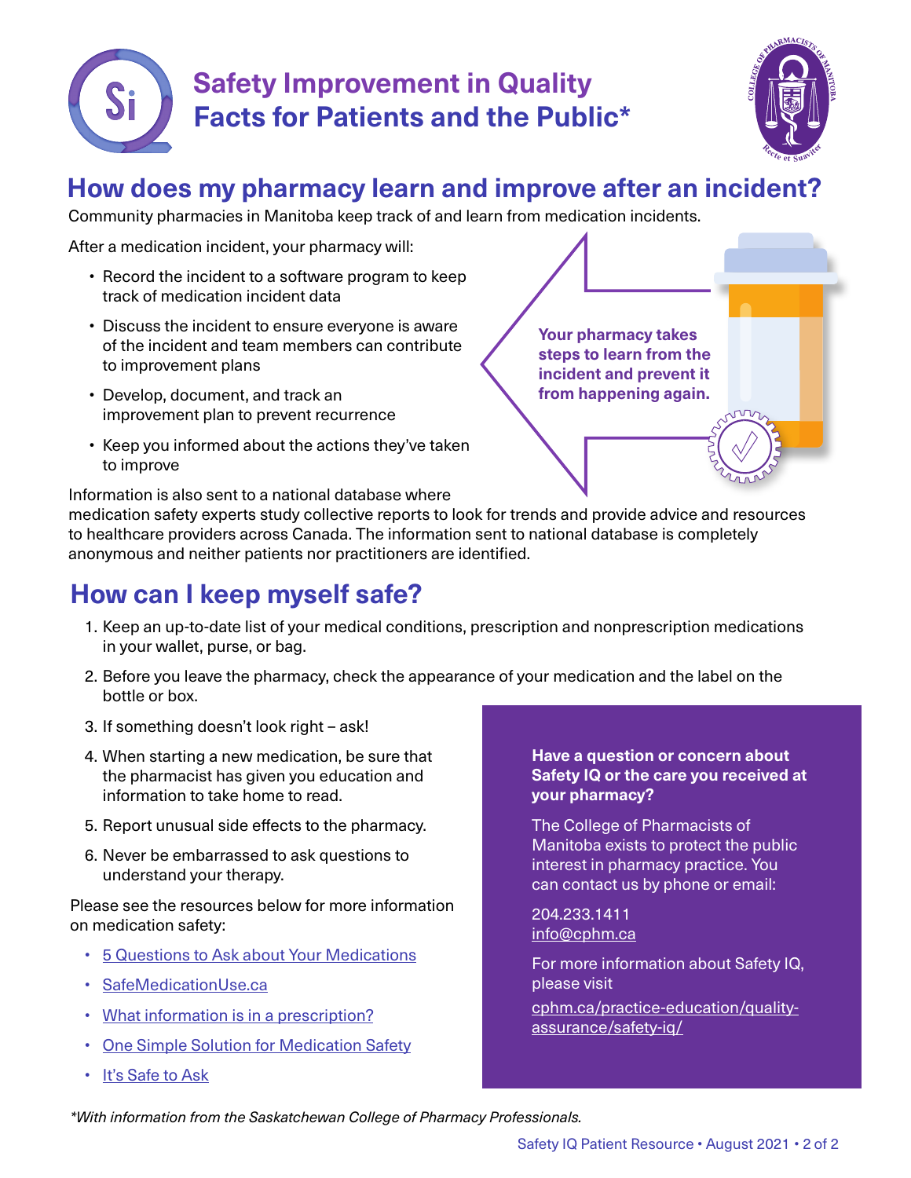# Safety Improvement in Quality Facts for Patients and the Public*

## How does my pharmacy learn and improve after an incident?

Community pharmacies in Manitoba keep track of and learn from medication incidents.

After a medication incident, your pharmacy will:

- Record the incident to a software program to keep track of medication incident data
- Discuss the incident to ensure everyone is aware of the incident and team members can contribute to improvement plans
- Develop, document, and track an improvement plan to prevent recurrence
- Keep you informed about the actions they've taken to improve

**Your pharmacy takes steps to learn from the incident and prevent it from happening again.**

Information is also sent to a national database where medication safety experts study collective reports to look for trends and provide advice and resources to healthcare providers across Canada. The information sent to national database is completely anonymous and neither patients nor practitioners are identified.

## How can I keep myself safe?

1. Keep an up-to-date list of your medical conditions, prescription and nonprescription medications in your wallet, purse, or bag.
2. Before you leave the pharmacy, check the appearance of your medication and the label on the bottle or box.
3. If something doesn't look right – ask!
4. When starting a new medication, be sure that the pharmacist has given you education and information to take home to read.
5. Report unusual side effects to the pharmacy.
6. Never be embarrassed to ask questions to understand your therapy.

Please see the resources below for more information on medication safety:

- 5 Questions to Ask about Your Medications
- SafeMedicationUse.ca
- What information is in a prescription?
- One Simple Solution for Medication Safety
- It's Safe to Ask

**Have a question or concern about Safety IQ or the care you received at your pharmacy?**

The College of Pharmacists of Manitoba exists to protect the public interest in pharmacy practice. You can contact us by phone or email:

204.233.1411
info@cphm.ca

For more information about Safety IQ, please visit
cphm.ca/practice-education/quality-assurance/safety-iq/

*With information from the Saskatchewan College of Pharmacy Professionals.*